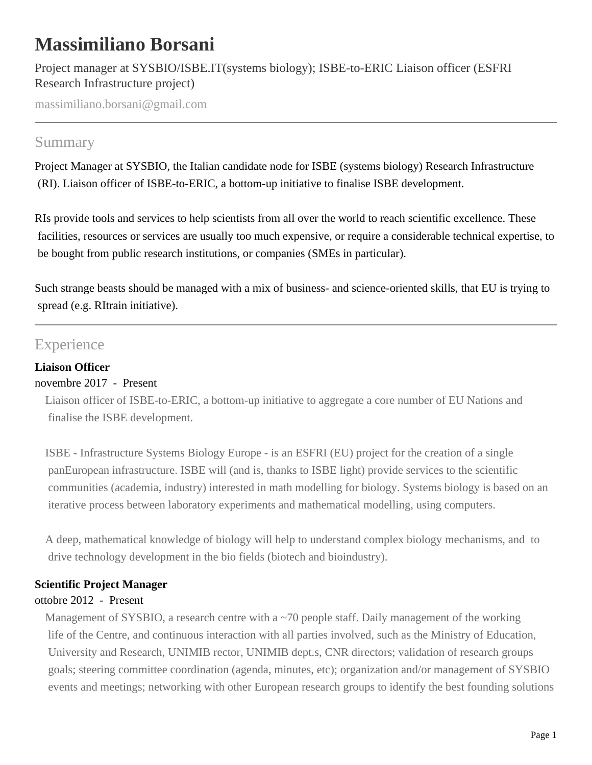# Massimiliano Borsani

Project manager at SYSBIO/ISBE.IT(systems biology); ISBE-to-ERIC Liaison officer (ESFRI Research Infrastructure project)

massimiliano.borsani@gmail.com

## Summary

Project Manager at SYSBIO, the Italian candidate node for ISBE (systems biology) Research Infrastructure (RI). Liaison officer of ISBE-to-ERIC, a bottom-up initiative to finalise ISBE development.

RIs provide tools and services to help scientists from all over the world to reach scientific excellence. These facilities, resources or services are usually too much expensive, or require a considerable technical expertise, to be bought from public research institutions, or companies (SMEs in particular).

Such strange beasts should be managed with a mix of business- and science-oriented skills, that EU is trying to spread (e.g. RItrain initiative).

## Experience

**Liaison Officer**

novembre 2017 - Present

Liaison officer of ISBE-to-ERIC, a bottom-up initiative to aggregate a core number of EU Nations and finalise the ISBE development.

ISBE - Infrastructure Systems Biology Europe - is an ESFRI (EU) project for the creation of a single panEuropean infrastructure. ISBE will (and is, thanks to ISBE light) provide services to the scientific communities (academia, industry) interested in math modelling for biology. Systems biology is based on an iterative process between laboratory experiments and mathematical modelling, using computers.

A deep, mathematical knowledge of biology will help to understand complex biology mechanisms, and to drive technology development in the bio fields (biotech and bioindustry).

**Scientific Project Manager**

ottobre 2012 - Present

Management of SYSBIO, a research centre with a ~70 people staff. Daily management of the working life of the Centre, and continuous interaction with all parties involved, such as the Ministry of Education, University and Research, UNIMIB rector, UNIMIB dept.s, CNR directors; validation of research groups goals; steering committee coordination (agenda, minutes, etc); organization and/or management of SYSBIO events and meetings; networking with other European research groups to identify the best founding solutions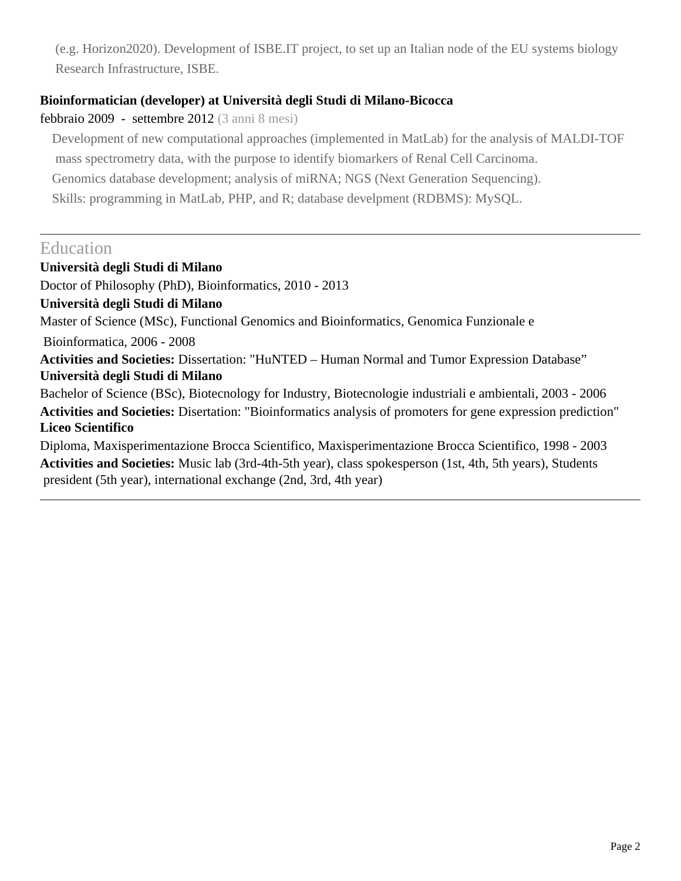(e.g. Horizon2020). Development of ISBE.IT project, to set up an Italian node of the EU systems biology Research Infrastructure, ISBE.

**Bioinformatician (developer) at Università degli Studi di Milano-Bicocca**

febbraio 2009 - settembre 2012 (3 anni 8 mesi)

Development of new computational approaches (implemented in MatLab) for the analysis of MALDI-TOF mass spectrometry data, with the purpose to identify biomarkers of Renal Cell Carcinoma.

Genomics database development; analysis of miRNA; NGS (Next Generation Sequencing).

Skills: programming in MatLab, PHP, and R; database develpment (RDBMS): MySQL.

---

## Education

**Università degli Studi di Milano**

Doctor of Philosophy (PhD), Bioinformatics, 2010 - 2013

**Università degli Studi di Milano**

Master of Science (MSc), Functional Genomics and Bioinformatics, Genomica Funzionale e Bioinformatica, 2006 - 2008

**Activities and Societies:** Dissertation: "HuNTED – Human Normal and Tumor Expression Database”

**Università degli Studi di Milano**

Bachelor of Science (BSc), Biotecnology for Industry, Biotecnologie industriali e ambientali, 2003 - 2006

**Activities and Societies:** Disertation: "Bioinformatics analysis of promoters for gene expression prediction"

**Liceo Scientifico**

Diploma, Maxisperimentazione Brocca Scientifico, Maxisperimentazione Brocca Scientifico, 1998 - 2003

**Activities and Societies:** Music lab (3rd-4th-5th year), class spokesperson (1st, 4th, 5th years), Students president (5th year), international exchange (2nd, 3rd, 4th year)

---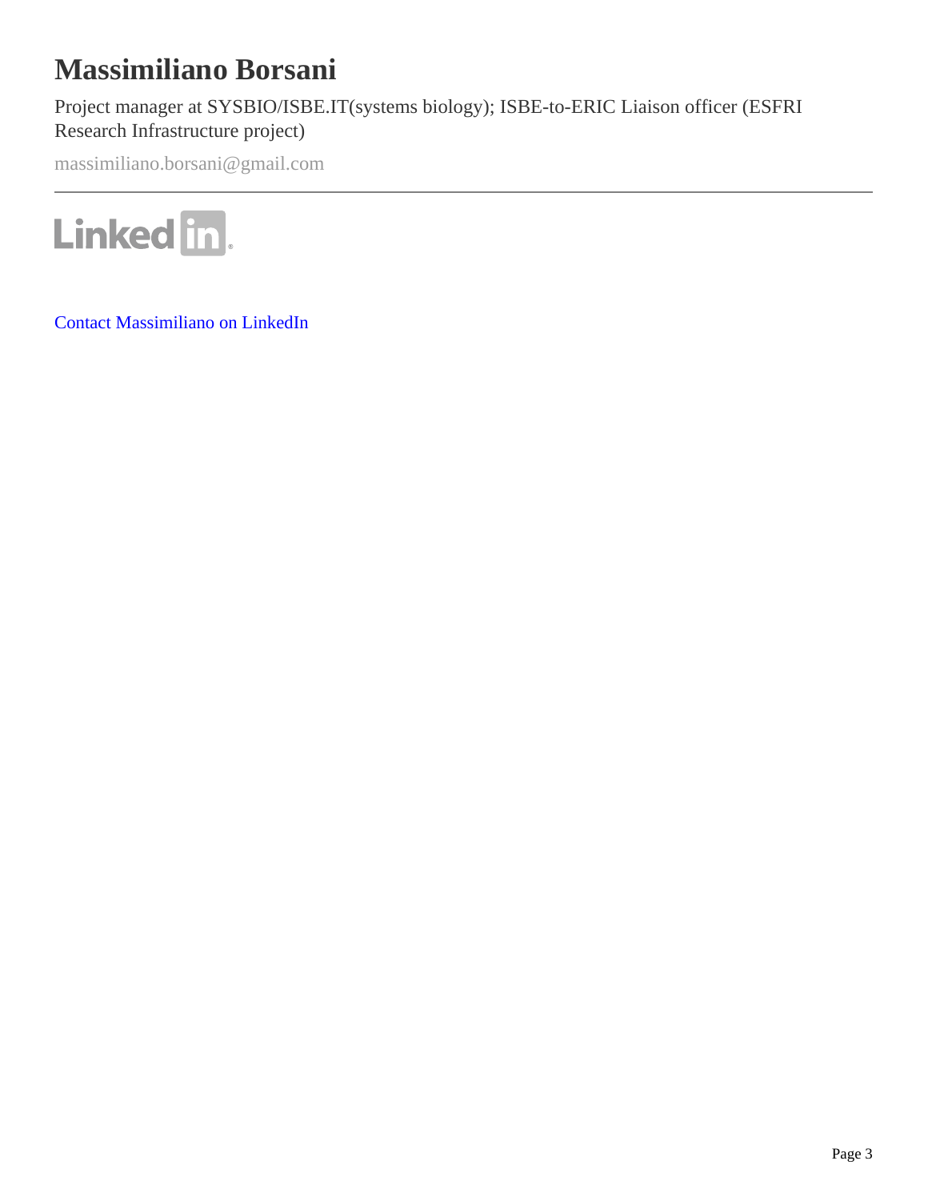# Massimiliano Borsani

Project manager at SYSBIO/ISBE.IT(systems biology); ISBE-to-ERIC Liaison officer (ESFRI Research Infrastructure project)

massimiliano.borsani@gmail.com

---

Linked in

Contact Massimiliano on LinkedIn